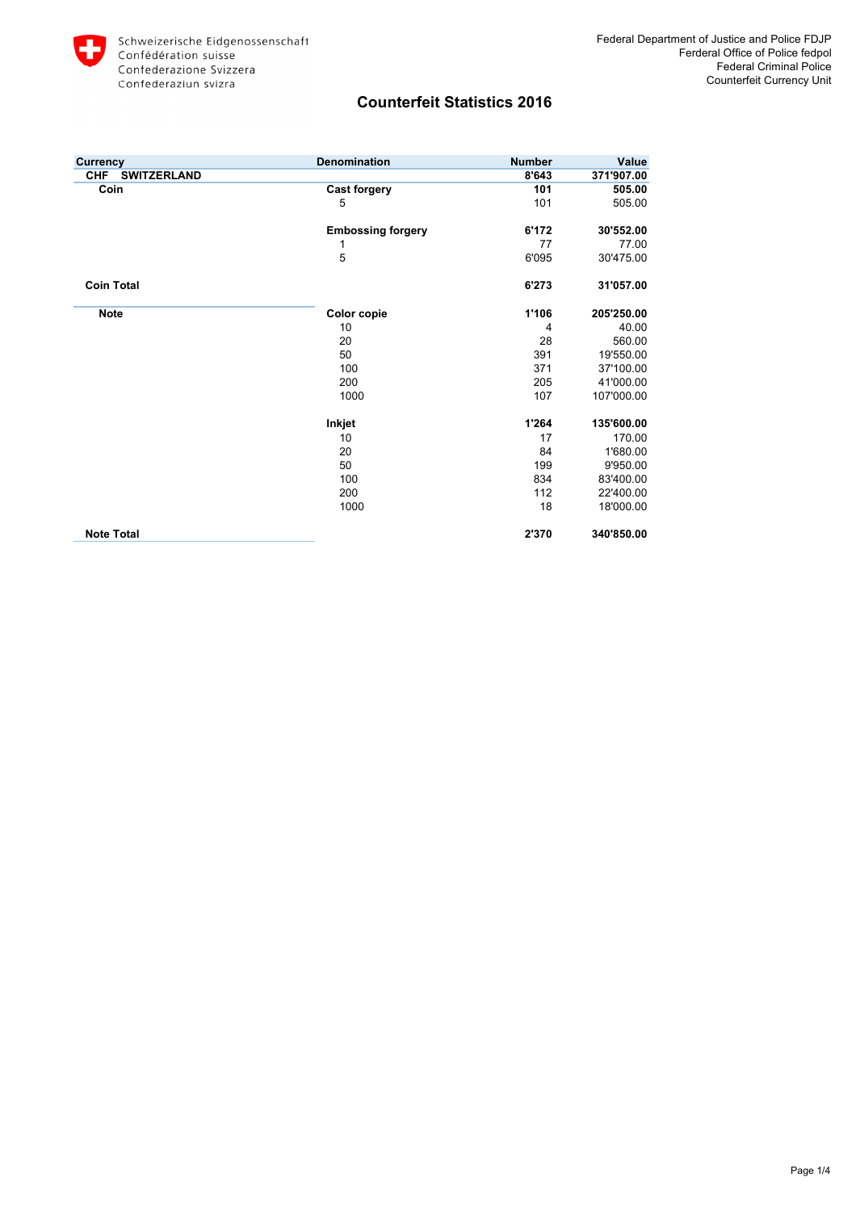Schweizerische Eidgenossenschaft
Confédération suisse
Confederazione Svizzera
Confederaziun svizra

Federal Department of Justice and Police FDJP
Ferderal Office of Police fedpol
Federal Criminal Police
Counterfeit Currency Unit

# Counterfeit Statistics 2016

| Currency | Denomination | Number | Value |
|---|---|---|---|
| **CHF SWITZERLAND** | | **8'643** | **371'907.00** |
| **Coin** | **Cast forgery** | **101** | **505.00** |
| | 5 | 101 | 505.00 |
| | **Embossing forgery** | **6'172** | **30'552.00** |
| | 1 | 77 | 77.00 |
| | 5 | 6'095 | 30'475.00 |
| **Coin Total** | | **6'273** | **31'057.00** |
| **Note** | **Color copie** | **1'106** | **205'250.00** |
| | 10 | 4 | 40.00 |
| | 20 | 28 | 560.00 |
| | 50 | 391 | 19'550.00 |
| | 100 | 371 | 37'100.00 |
| | 200 | 205 | 41'000.00 |
| | 1000 | 107 | 107'000.00 |
| | **Inkjet** | **1'264** | **135'600.00** |
| | 10 | 17 | 170.00 |
| | 20 | 84 | 1'680.00 |
| | 50 | 199 | 9'950.00 |
| | 100 | 834 | 83'400.00 |
| | 200 | 112 | 22'400.00 |
| | 1000 | 18 | 18'000.00 |
| **Note Total** | | **2'370** | **340'850.00** |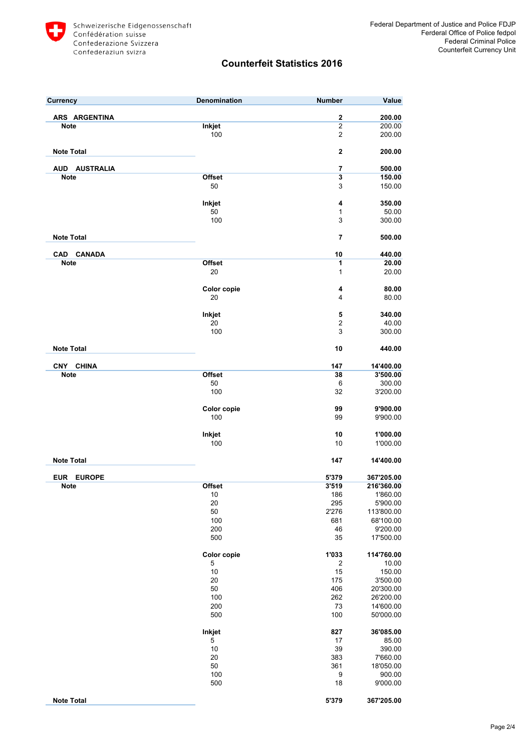Schweizerische Eidgenossenschaft
Confédération suisse
Confederazione Svizzera
Confederaziun svizra

Federal Department of Justice and Police FDJP
Ferderal Office of Police fedpol
Federal Criminal Police
Counterfeit Currency Unit

# Counterfeit Statistics 2016

| Currency | Denomination | Number | Value |
|---|---|---|---|
| **ARS ARGENTINA** | | **2** | **200.00** |
| **Note** | **Inkjet** | 2 | 200.00 |
| | 100 | 2 | 200.00 |
| **Note Total** | | **2** | **200.00** |
| **AUD AUSTRALIA** | | **7** | **500.00** |
| **Note** | **Offset** | **3** | **150.00** |
| | 50 | 3 | 150.00 |
| | **Inkjet** | **4** | **350.00** |
| | 50 | 1 | 50.00 |
| | 100 | 3 | 300.00 |
| **Note Total** | | **7** | **500.00** |
| **CAD CANADA** | | **10** | **440.00** |
| **Note** | **Offset** | **1** | **20.00** |
| | 20 | 1 | 20.00 |
| | **Color copie** | **4** | **80.00** |
| | 20 | 4 | 80.00 |
| | **Inkjet** | **5** | **340.00** |
| | 20 | 2 | 40.00 |
| | 100 | 3 | 300.00 |
| **Note Total** | | **10** | **440.00** |
| **CNY CHINA** | | **147** | **14'400.00** |
| **Note** | **Offset** | **38** | **3'500.00** |
| | 50 | 6 | 300.00 |
| | 100 | 32 | 3'200.00 |
| | **Color copie** | **99** | **9'900.00** |
| | 100 | 99 | 9'900.00 |
| | **Inkjet** | **10** | **1'000.00** |
| | 100 | 10 | 1'000.00 |
| **Note Total** | | **147** | **14'400.00** |
| **EUR EUROPE** | | **5'379** | **367'205.00** |
| **Note** | **Offset** | **3'519** | **216'360.00** |
| | 10 | 186 | 1'860.00 |
| | 20 | 295 | 5'900.00 |
| | 50 | 2'276 | 113'800.00 |
| | 100 | 681 | 68'100.00 |
| | 200 | 46 | 9'200.00 |
| | 500 | 35 | 17'500.00 |
| | **Color copie** | **1'033** | **114'760.00** |
| | 5 | 2 | 10.00 |
| | 10 | 15 | 150.00 |
| | 20 | 175 | 3'500.00 |
| | 50 | 406 | 20'300.00 |
| | 100 | 262 | 26'200.00 |
| | 200 | 73 | 14'600.00 |
| | 500 | 100 | 50'000.00 |
| | **Inkjet** | **827** | **36'085.00** |
| | 5 | 17 | 85.00 |
| | 10 | 39 | 390.00 |
| | 20 | 383 | 7'660.00 |
| | 50 | 361 | 18'050.00 |
| | 100 | 9 | 900.00 |
| | 500 | 18 | 9'000.00 |
| **Note Total** | | **5'379** | **367'205.00** |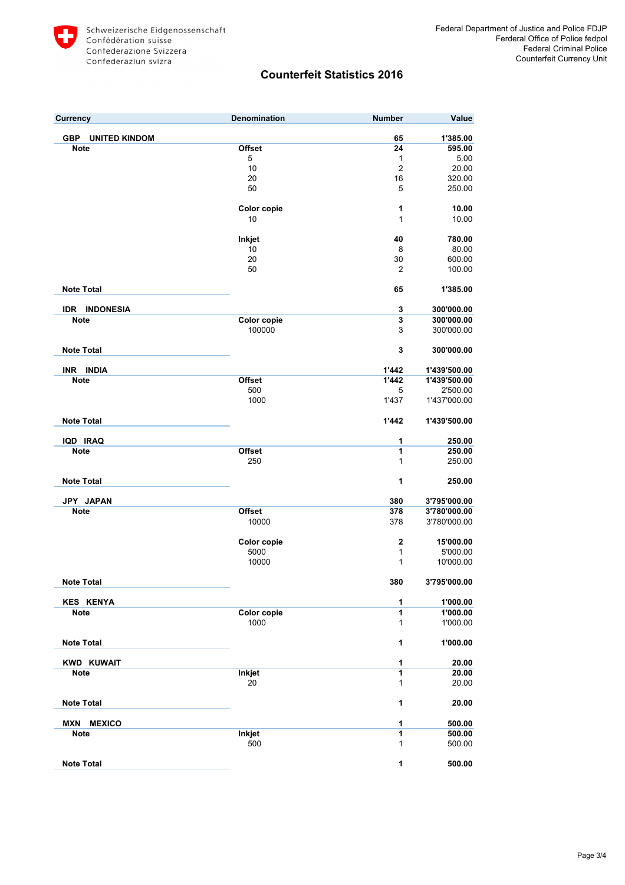Schweizerische Eidgenossenschaft
Confédération suisse
Confederazione Svizzera
Confederaziun svizra

Federal Department of Justice and Police FDJP
Ferderal Office of Police fedpol
Federal Criminal Police
Counterfeit Currency Unit

# Counterfeit Statistics 2016

| Currency | | Denomination | Number | Value |
|---|---|---|---|---|
| **GBP UNITED KINDOM** | | | **65** | **1'385.00** |
| | **Note** | **Offset** | **24** | **595.00** |
| | | 5 | 1 | 5.00 |
| | | 10 | 2 | 20.00 |
| | | 20 | 16 | 320.00 |
| | | 50 | 5 | 250.00 |
| | | **Color copie** | **1** | **10.00** |
| | | 10 | 1 | 10.00 |
| | | **Inkjet** | **40** | **780.00** |
| | | 10 | 8 | 80.00 |
| | | 20 | 30 | 600.00 |
| | | 50 | 2 | 100.00 |
| **Note Total** | | | **65** | **1'385.00** |
| **IDR INDONESIA** | | | **3** | **300'000.00** |
| | **Note** | **Color copie** | **3** | **300'000.00** |
| | | 100000 | 3 | 300'000.00 |
| **Note Total** | | | **3** | **300'000.00** |
| **INR INDIA** | | | **1'442** | **1'439'500.00** |
| | **Note** | **Offset** | **1'442** | **1'439'500.00** |
| | | 500 | 5 | 2'500.00 |
| | | 1000 | 1'437 | 1'437'000.00 |
| **Note Total** | | | **1'442** | **1'439'500.00** |
| **IQD IRAQ** | | | **1** | **250.00** |
| | **Note** | **Offset** | **1** | **250.00** |
| | | 250 | 1 | 250.00 |
| **Note Total** | | | **1** | **250.00** |
| **JPY JAPAN** | | | **380** | **3'795'000.00** |
| | **Note** | **Offset** | **378** | **3'780'000.00** |
| | | 10000 | 378 | 3'780'000.00 |
| | | **Color copie** | **2** | **15'000.00** |
| | | 5000 | 1 | 5'000.00 |
| | | 10000 | 1 | 10'000.00 |
| **Note Total** | | | **380** | **3'795'000.00** |
| **KES KENYA** | | | **1** | **1'000.00** |
| | **Note** | **Color copie** | **1** | **1'000.00** |
| | | 1000 | 1 | 1'000.00 |
| **Note Total** | | | **1** | **1'000.00** |
| **KWD KUWAIT** | | | **1** | **20.00** |
| | **Note** | **Inkjet** | **1** | **20.00** |
| | | 20 | 1 | 20.00 |
| **Note Total** | | | **1** | **20.00** |
| **MXN MEXICO** | | | **1** | **500.00** |
| | **Note** | **Inkjet** | **1** | **500.00** |
| | | 500 | 1 | 500.00 |
| **Note Total** | | | **1** | **500.00** |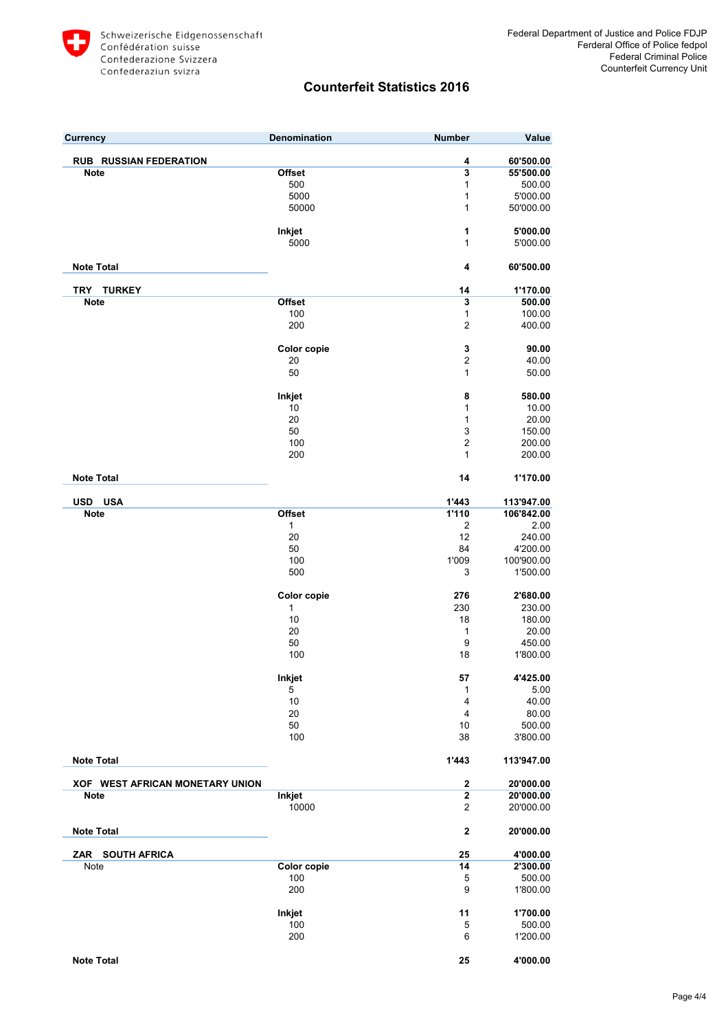Schweizerische Eidgenossenschaft
Confédération suisse
Confederazione Svizzera
Confederaziun svizra

Federal Department of Justice and Police FDJP
Ferderal Office of Police fedpol
Federal Criminal Police
Counterfeit Currency Unit

# Counterfeit Statistics 2016

| Currency | Denomination | Number | Value |
|---|---|---|---|
| **RUB RUSSIAN FEDERATION** | | **4** | **60'500.00** |
| **Note** | **Offset** | **3** | **55'500.00** |
| | 500 | 1 | 500.00 |
| | 5000 | 1 | 5'000.00 |
| | 50000 | 1 | 50'000.00 |
| | **Inkjet** | **1** | **5'000.00** |
| | 5000 | 1 | 5'000.00 |
| **Note Total** | | **4** | **60'500.00** |
| **TRY TURKEY** | | **14** | **1'170.00** |
| **Note** | **Offset** | **3** | **500.00** |
| | 100 | 1 | 100.00 |
| | 200 | 2 | 400.00 |
| | **Color copie** | **3** | **90.00** |
| | 20 | 2 | 40.00 |
| | 50 | 1 | 50.00 |
| | **Inkjet** | **8** | **580.00** |
| | 10 | 1 | 10.00 |
| | 20 | 1 | 20.00 |
| | 50 | 3 | 150.00 |
| | 100 | 2 | 200.00 |
| | 200 | 1 | 200.00 |
| **Note Total** | | **14** | **1'170.00** |
| **USD USA** | | **1'443** | **113'947.00** |
| **Note** | **Offset** | **1'110** | **106'842.00** |
| | 1 | 2 | 2.00 |
| | 20 | 12 | 240.00 |
| | 50 | 84 | 4'200.00 |
| | 100 | 1'009 | 100'900.00 |
| | 500 | 3 | 1'500.00 |
| | **Color copie** | **276** | **2'680.00** |
| | 1 | 230 | 230.00 |
| | 10 | 18 | 180.00 |
| | 20 | 1 | 20.00 |
| | 50 | 9 | 450.00 |
| | 100 | 18 | 1'800.00 |
| | **Inkjet** | **57** | **4'425.00** |
| | 5 | 1 | 5.00 |
| | 10 | 4 | 40.00 |
| | 20 | 4 | 80.00 |
| | 50 | 10 | 500.00 |
| | 100 | 38 | 3'800.00 |
| **Note Total** | | **1'443** | **113'947.00** |
| **XOF WEST AFRICAN MONETARY UNION** | | **2** | **20'000.00** |
| **Note** | **Inkjet** | **2** | **20'000.00** |
| | 10000 | 2 | 20'000.00 |
| **Note Total** | | **2** | **20'000.00** |
| **ZAR SOUTH AFRICA** | | **25** | **4'000.00** |
| Note | **Color copie** | **14** | **2'300.00** |
| | 100 | 5 | 500.00 |
| | 200 | 9 | 1'800.00 |
| | **Inkjet** | **11** | **1'700.00** |
| | 100 | 5 | 500.00 |
| | 200 | 6 | 1'200.00 |
| **Note Total** | | **25** | **4'000.00** |